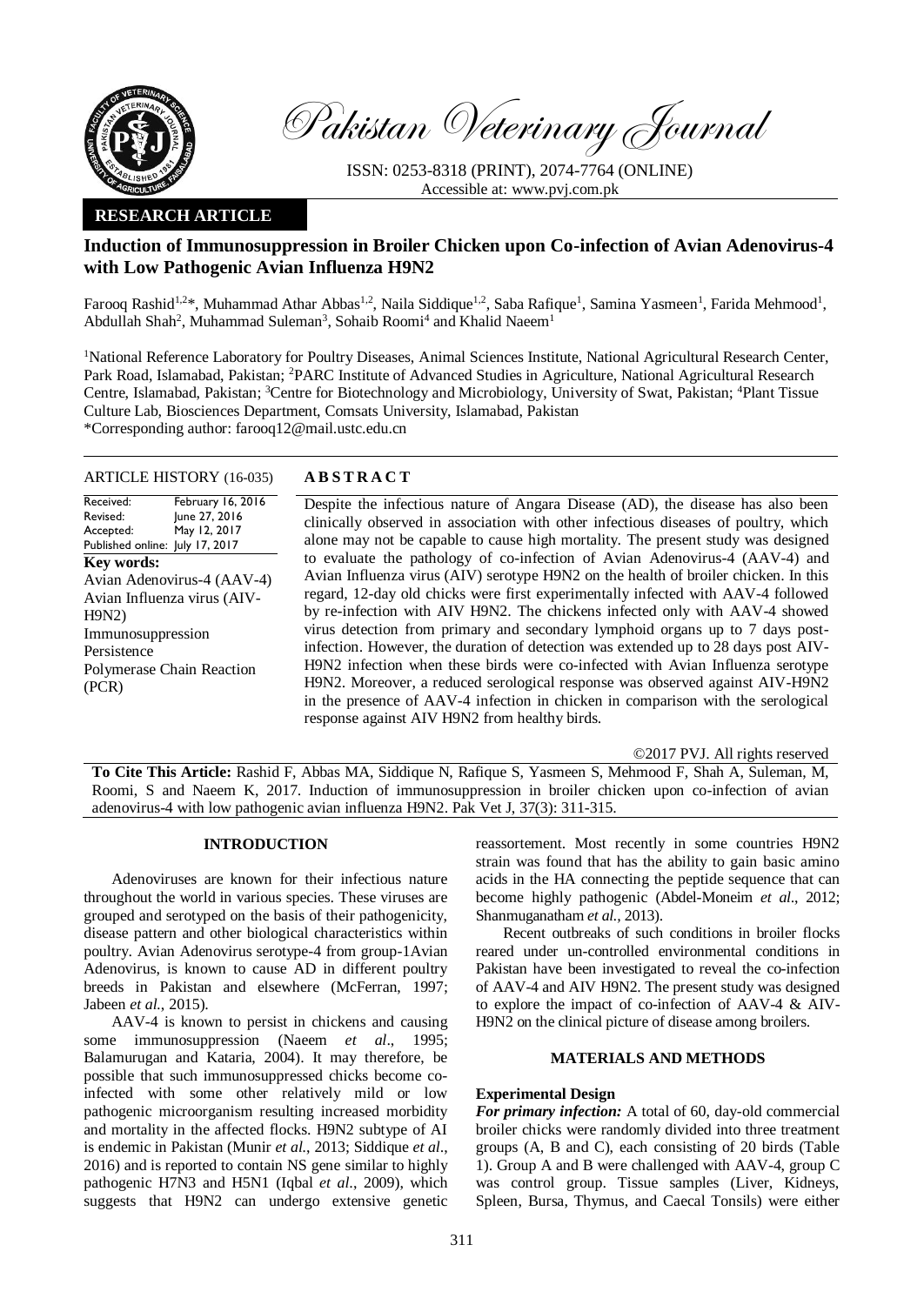**RESEARCH ARTICLE**

# Induction of Immunosuppression in Broiler Chicken upon Co-infection of Avian Adenovirus-4 with Low Pathogenic Avian Influenza H9N2

Farooq Rashid[1,2]*, Muhammad Athar Abbas[1,2], Naila Siddique[1,2], Saba Rafique[1], Samina Yasmeen[1], Farida Mehmood[1], Abdullah Shah[2], Muhammad Suleman[3], Sohaib Roomi[4] and Khalid Naeem[1]

[1]National Reference Laboratory for Poultry Diseases, Animal Sciences Institute, National Agricultural Research Center, Park Road, Islamabad, Pakistan; [2]PARC Institute of Advanced Studies in Agriculture, National Agricultural Research Centre, Islamabad, Pakistan; [3]Centre for Biotechnology and Microbiology, University of Swat, Pakistan; [4]Plant Tissue Culture Lab, Biosciences Department, Comsats University, Islamabad, Pakistan

*Corresponding author: farooq12@mail.ustc.edu.cn

## ARTICLE HISTORY (16-035)

| | |
|---|---|
| Received: | February 16, 2016 |
| Revised: | June 27, 2016 |
| Accepted: | May 12, 2017 |
| Published online: | July 17, 2017 |

**Key words:**
Avian Adenovirus-4 (AAV-4)
Avian Influenza virus (AIV-H9N2)
Immunosuppression
Persistence
Polymerase Chain Reaction (PCR)

## ABSTRACT

Despite the infectious nature of Angara Disease (AD), the disease has also been clinically observed in association with other infectious diseases of poultry, which alone may not be capable to cause high mortality. The present study was designed to evaluate the pathology of co-infection of Avian Adenovirus-4 (AAV-4) and Avian Influenza virus (AIV) serotype H9N2 on the health of broiler chicken. In this regard, 12-day old chicks were first experimentally infected with AAV-4 followed by re-infection with AIV H9N2. The chickens infected only with AAV-4 showed virus detection from primary and secondary lymphoid organs up to 7 days post-infection. However, the duration of detection was extended up to 28 days post AIV-H9N2 infection when these birds were co-infected with Avian Influenza serotype H9N2. Moreover, a reduced serological response was observed against AIV-H9N2 in the presence of AAV-4 infection in chicken in comparison with the serological response against AIV H9N2 from healthy birds.

©2017 PVJ. All rights reserved

**To Cite This Article:** Rashid F, Abbas MA, Siddique N, Rafique S, Yasmeen S, Mehmood F, Shah A, Suleman, M, Roomi, S and Naeem K, 2017. Induction of immunosuppression in broiler chicken upon co-infection of avian adenovirus-4 with low pathogenic avian influenza H9N2. Pak Vet J, 37(3): 311-315.

## INTRODUCTION

Adenoviruses are known for their infectious nature throughout the world in various species. These viruses are grouped and serotyped on the basis of their pathogenicity, disease pattern and other biological characteristics within poultry. Avian Adenovirus serotype-4 from group-1Avian Adenovirus, is known to cause AD in different poultry breeds in Pakistan and elsewhere (McFerran, 1997; Jabeen *et al.*, 2015).

AAV-4 is known to persist in chickens and causing some immunosuppression (Naeem *et al*., 1995; Balamurugan and Kataria, 2004). It may therefore, be possible that such immunosuppressed chicks become co-infected with some other relatively mild or low pathogenic microorganism resulting increased morbidity and mortality in the affected flocks. H9N2 subtype of AI is endemic in Pakistan (Munir *et al.*, 2013; Siddique *et al*., 2016) and is reported to contain NS gene similar to highly pathogenic H7N3 and H5N1 (Iqbal *et al*., 2009), which suggests that H9N2 can undergo extensive genetic reassortement. Most recently in some countries H9N2 strain was found that has the ability to gain basic amino acids in the HA connecting the peptide sequence that can become highly pathogenic (Abdel-Moneim *et al*., 2012; Shanmuganatham *et al.*, 2013).

Recent outbreaks of such conditions in broiler flocks reared under un-controlled environmental conditions in Pakistan have been investigated to reveal the co-infection of AAV-4 and AIV H9N2. The present study was designed to explore the impact of co-infection of AAV-4 & AIV-H9N2 on the clinical picture of disease among broilers.

## MATERIALS AND METHODS

### Experimental Design

***For primary infection:*** A total of 60, day-old commercial broiler chicks were randomly divided into three treatment groups (A, B and C), each consisting of 20 birds (Table 1). Group A and B were challenged with AAV-4, group C was control group. Tissue samples (Liver, Kidneys, Spleen, Bursa, Thymus, and Caecal Tonsils) were either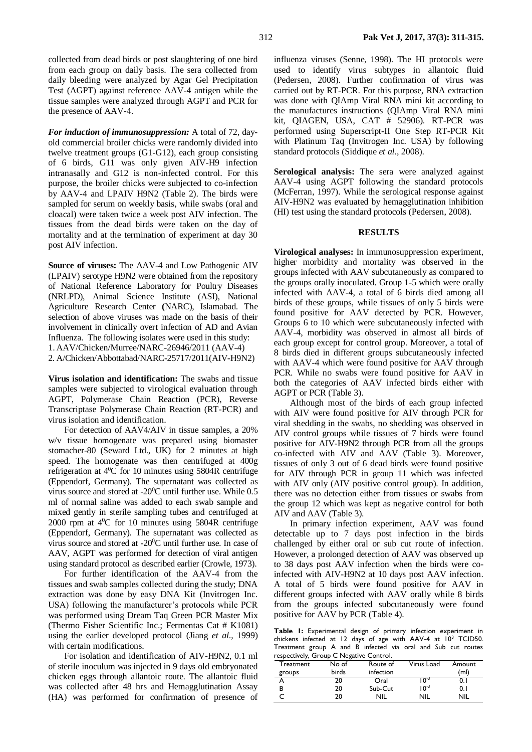collected from dead birds or post slaughtering of one bird from each group on daily basis. The sera collected from daily bleeding were analyzed by Agar Gel Precipitation Test (AGPT) against reference AAV-4 antigen while the tissue samples were analyzed through AGPT and PCR for the presence of AAV-4.

***For induction of immunosuppression:*** A total of 72, day-old commercial broiler chicks were randomly divided into twelve treatment groups (G1-G12), each group consisting of 6 birds, G11 was only given AIV-H9 infection intranasally and G12 is non-infected control. For this purpose, the broiler chicks were subjected to co-infection by AAV-4 and LPAIV H9N2 (Table 2). The birds were sampled for serum on weekly basis, while swabs (oral and cloacal) were taken twice a week post AIV infection. The tissues from the dead birds were taken on the day of mortality and at the termination of experiment at day 30 post AIV infection.

**Source of viruses:** The AAV-4 and Low Pathogenic AIV (LPAIV) serotype H9N2 were obtained from the repository of National Reference Laboratory for Poultry Diseases (NRLPD), Animal Science Institute (ASI), National Agriculture Research Center **(**NARC), Islamabad. The selection of above viruses was made on the basis of their involvement in clinically overt infection of AD and Avian Influenza. The following isolates were used in this study:

1. AAV/Chicken/Murree/NARC-26946/2011 (AAV-4)
2. A/Chicken/Abbottabad/NARC-25717/2011(AIV-H9N2)

**Virus isolation and identification:** The swabs and tissue samples were subjected to virological evaluation through AGPT, Polymerase Chain Reaction (PCR), Reverse Transcriptase Polymerase Chain Reaction (RT-PCR) and virus isolation and identification.

For detection of AAV4/AIV in tissue samples, a 20% w/v tissue homogenate was prepared using biomaster stomacher-80 (Seward Ltd., UK) for 2 minutes at high speed. The homogenate was then centrifuged at 400g refrigeration at $4^0$C for 10 minutes using 5804R centrifuge (Eppendorf, Germany). The supernatant was collected as virus source and stored at -$20^0$C until further use. While 0.5 ml of normal saline was added to each swab sample and mixed gently in sterile sampling tubes and centrifuged at 2000 rpm at $4^0$C for 10 minutes using 5804R centrifuge (Eppendorf, Germany). The supernatant was collected as virus source and stored at -$20^0$C until further use. In case of AAV, AGPT was performed for detection of viral antigen using standard protocol as described earlier (Crowle, 1973).

For further identification of the AAV-4 from the tissues and swab samples collected during the study; DNA extraction was done by easy DNA Kit (Invitrogen Inc. USA) following the manufacturer's protocols while PCR was performed using Dream Taq Green PCR Master Mix (Thermo Fisher Scientific Inc.; Fermentas Cat # K1081) using the earlier developed protocol (Jiang *et al*., 1999) with certain modifications.

For isolation and identification of AIV-H9N2, 0.1 ml of sterile inoculum was injected in 9 days old embryonated chicken eggs through allantoic route. The allantoic fluid was collected after 48 hrs and Hemagglutination Assay (HA) was performed for confirmation of presence of influenza viruses (Senne, 1998). The HI protocols was used to identify virus subtypes in allantoic fluid (Pedersen, 2008). Further confirmation of virus was carried out by RT-PCR. For this purpose, RNA extraction was done with QIAmp Viral RNA mini kit according to the manufactures instructions (QIAmp Viral RNA mini kit, QIAGEN, USA, CAT # 52906). RT-PCR was performed using Superscript-II One Step RT-PCR Kit with Platinum Taq (Invitrogen Inc. USA) by following standard protocols (Siddique *et al*., 2008).

**Serological analysis:** The sera were analyzed against AAV-4 using AGPT following the standard protocols (McFerran, 1997). While the serological response against AIV-H9N2 was evaluated by hemagglutination inhibition (HI) test using the standard protocols (Pedersen, 2008).

## RESULTS

**Virological analyses:** In immunosuppression experiment, higher morbidity and mortality was observed in the groups infected with AAV subcutaneously as compared to the groups orally inoculated. Group 1-5 which were orally infected with AAV-4, a total of 6 birds died among all birds of these groups, while tissues of only 5 birds were found positive for AAV detected by PCR. However, Groups 6 to 10 which were subcutaneously infected with AAV-4, morbidity was observed in almost all birds of each group except for control group. Moreover, a total of 8 birds died in different groups subcutaneously infected with AAV-4 which were found positive for AAV through PCR. While no swabs were found positive for AAV in both the categories of AAV infected birds either with AGPT or PCR (Table 3).

Although most of the birds of each group infected with AIV were found positive for AIV through PCR for viral shedding in the swabs, no shedding was observed in AIV control groups while tissues of 7 birds were found positive for AIV-H9N2 through PCR from all the groups co-infected with AIV and AAV (Table 3). Moreover, tissues of only 3 out of 6 dead birds were found positive for AIV through PCR in group 11 which was infected with AIV only (AIV positive control group). In addition, there was no detection either from tissues or swabs from the group 12 which was kept as negative control for both AIV and AAV (Table 3).

In primary infection experiment, AAV was found detectable up to 7 days post infection in the birds challenged by either oral or sub cut route of infection. However, a prolonged detection of AAV was observed up to 38 days post AAV infection when the birds were co-infected with AIV-H9N2 at 10 days post AAV infection. A total of 5 birds were found positive for AAV in different groups infected with AAV orally while 8 birds from the groups infected subcutaneously were found positive for AAV by PCR (Table 4).

**Table 1:** Experimental design of primary infection experiment in chickens infected at 12 days of age with AAV-4 at $10^3$ TCID50. Treatment group A and B infected via oral and Sub cut routes respectively, Group C Negative Control.

| Treatment groups | No of birds | Route of infection | Virus Load | Amount (ml) |
|---|---|---|---|---|
| A | 20 | Oral | $10^{-3}$ | 0.1 |
| B | 20 | Sub-Cut | $10^{-3}$ | 0.1 |
| C | 20 | NIL | NIL | NIL |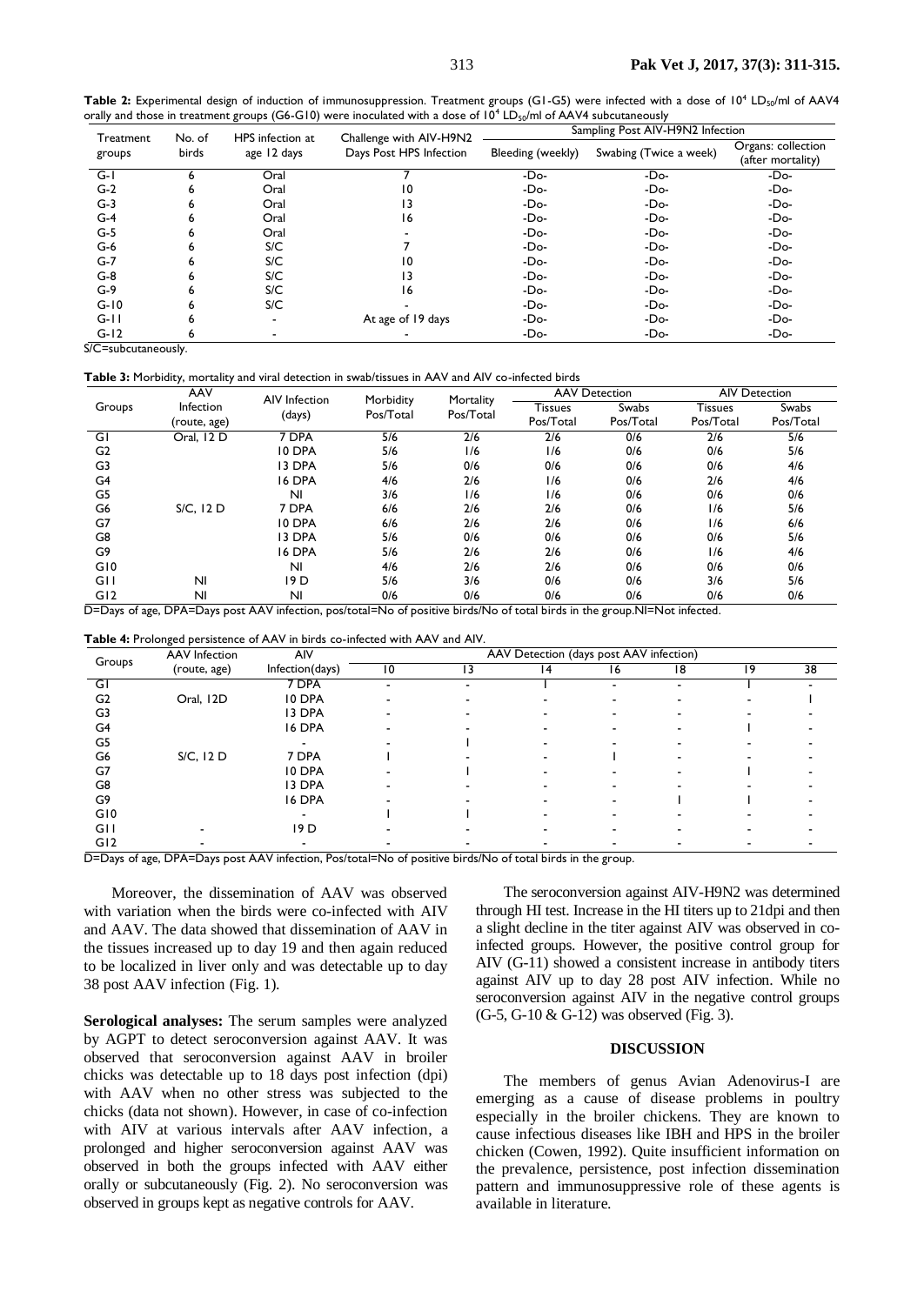**Table 2:** Experimental design of induction of immunosuppression. Treatment groups (G1-G5) were infected with a dose of $10^4$ $LD_{50}$/ml of AAV4 orally and those in treatment groups (G6-G10) were inoculated with a dose of $10^4$ $LD_{50}$/ml of AAV4 subcutaneously

| Treatment groups | No. of birds | HPS infection at age 12 days | Challenge with AIV-H9N2 Days Post HPS Infection | Sampling Post AIV-H9N2 Infection | | |
|---|---|---|---|---|---|---|
| | | | | Bleeding (weekly) | Swabing (Twice a week) | Organs: collection (after mortality) |
| G-1 | 6 | Oral | 7 | -Do- | -Do- | -Do- |
| G-2 | 6 | Oral | 10 | -Do- | -Do- | -Do- |
| G-3 | 6 | Oral | 13 | -Do- | -Do- | -Do- |
| G-4 | 6 | Oral | 16 | -Do- | -Do- | -Do- |
| G-5 | 6 | Oral | - | -Do- | -Do- | -Do- |
| G-6 | 6 | S/C | 7 | -Do- | -Do- | -Do- |
| G-7 | 6 | S/C | 10 | -Do- | -Do- | -Do- |
| G-8 | 6 | S/C | 13 | -Do- | -Do- | -Do- |
| G-9 | 6 | S/C | 16 | -Do- | -Do- | -Do- |
| G-10 | 6 | S/C | - | -Do- | -Do- | -Do- |
| G-11 | 6 | - | At age of 19 days | -Do- | -Do- | -Do- |
| G-12 | 6 | - | - | -Do- | -Do- | -Do- |

S/C=subcutaneously.

**Table 3:** Morbidity, mortality and viral detection in swab/tissues in AAV and AIV co-infected birds

| Groups | AAV Infection (route, age) | AIV Infection (days) | Morbidity Pos/Total | Mortality Pos/Total | AAV Detection | | AIV Detection | |
|---|---|---|---|---|---|---|---|---|
| | | | | | Tissues Pos/Total | Swabs Pos/Total | Tissues Pos/Total | Swabs Pos/Total |
| G1 | Oral, 12 D | 7 DPA | 5/6 | 2/6 | 2/6 | 0/6 | 2/6 | 5/6 |
| G2 | | 10 DPA | 5/6 | 1/6 | 1/6 | 0/6 | 0/6 | 5/6 |
| G3 | | 13 DPA | 5/6 | 0/6 | 0/6 | 0/6 | 0/6 | 4/6 |
| G4 | | 16 DPA | 4/6 | 2/6 | 1/6 | 0/6 | 2/6 | 4/6 |
| G5 | | NI | 3/6 | 1/6 | 1/6 | 0/6 | 0/6 | 0/6 |
| G6 | S/C, 12 D | 7 DPA | 6/6 | 2/6 | 2/6 | 0/6 | 1/6 | 5/6 |
| G7 | | 10 DPA | 6/6 | 2/6 | 2/6 | 0/6 | 1/6 | 6/6 |
| G8 | | 13 DPA | 5/6 | 0/6 | 0/6 | 0/6 | 0/6 | 5/6 |
| G9 | | 16 DPA | 5/6 | 2/6 | 2/6 | 0/6 | 1/6 | 4/6 |
| G10 | | NI | 4/6 | 2/6 | 2/6 | 0/6 | 0/6 | 0/6 |
| G11 | NI | 19 D | 5/6 | 3/6 | 0/6 | 0/6 | 3/6 | 5/6 |
| G12 | NI | NI | 0/6 | 0/6 | 0/6 | 0/6 | 0/6 | 0/6 |

D=Days of age, DPA=Days post AAV infection, pos/total=No of positive birds/No of total birds in the group.NI=Not infected.

**Table 4:** Prolonged persistence of AAV in birds co-infected with AAV and AIV.

| Groups | AAV Infection (route, age) | AIV Infection(days) | AAV Detection (days post AAV infection) | | | | | | |
|---|---|---|---|---|---|---|---|---|---|
| | | | 10 | 13 | 14 | 16 | 18 | 19 | 38 |
| G1 | | 7 DPA | - | - | I | - | - | I | - |
| G2 | Oral, 12D | 10 DPA | - | - | - | - | - | - | I |
| G3 | | 13 DPA | - | - | - | - | - | - | - |
| G4 | | 16 DPA | - | - | - | - | - | I | - |
| G5 | | - | - | I | - | - | - | - | - |
| G6 | S/C, 12 D | 7 DPA | I | - | - | I | - | - | - |
| G7 | | 10 DPA | - | I | - | - | - | I | - |
| G8 | | 13 DPA | - | - | - | - | - | - | - |
| G9 | | 16 DPA | - | - | - | - | I | I | - |
| G10 | | - | I | I | - | - | - | - | - |
| G11 | - | 19 D | - | - | - | - | - | - | - |
| G12 | - | - | - | - | - | - | - | - | - |

D=Days of age, DPA=Days post AAV infection, Pos/total=No of positive birds/No of total birds in the group.

Moreover, the dissemination of AAV was observed with variation when the birds were co-infected with AIV and AAV. The data showed that dissemination of AAV in the tissues increased up to day 19 and then again reduced to be localized in liver only and was detectable up to day 38 post AAV infection (Fig. 1).

**Serological analyses:** The serum samples were analyzed by AGPT to detect seroconversion against AAV. It was observed that seroconversion against AAV in broiler chicks was detectable up to 18 days post infection (dpi) with AAV when no other stress was subjected to the chicks (data not shown). However, in case of co-infection with AIV at various intervals after AAV infection, a prolonged and higher seroconversion against AAV was observed in both the groups infected with AAV either orally or subcutaneously (Fig. 2). No seroconversion was observed in groups kept as negative controls for AAV.

The seroconversion against AIV-H9N2 was determined through HI test. Increase in the HI titers up to 21dpi and then a slight decline in the titer against AIV was observed in co-infected groups. However, the positive control group for AIV (G-11) showed a consistent increase in antibody titers against AIV up to day 28 post AIV infection. While no seroconversion against AIV in the negative control groups (G-5, G-10 & G-12) was observed (Fig. 3).

## DISCUSSION

The members of genus Avian Adenovirus-I are emerging as a cause of disease problems in poultry especially in the broiler chickens. They are known to cause infectious diseases like IBH and HPS in the broiler chicken (Cowen, 1992). Quite insufficient information on the prevalence, persistence, post infection dissemination pattern and immunosuppressive role of these agents is available in literature.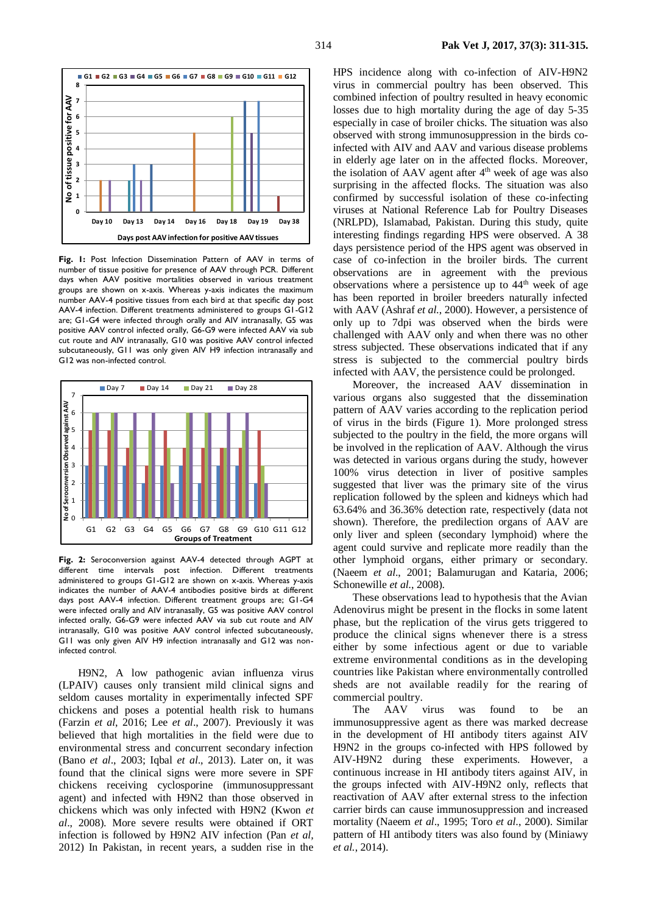**Fig. 1:** Post Infection Dissemination Pattern of AAV in terms of number of tissue positive for presence of AAV through PCR. Different days when AAV positive mortalities observed in various treatment groups are shown on x-axis. Whereas y-axis indicates the maximum number AAV-4 positive tissues from each bird at that specific day post AAV-4 infection. Different treatments administered to groups G1-G12 are; G1-G4 were infected through orally and AIV intranasally, G5 was positive AAV control infected orally, G6-G9 were infected AAV via sub cut route and AIV intranasally, G10 was positive AAV control infected subcutaneously, G11 was only given AIV H9 infection intranasally and G12 was non-infected control.

**Fig. 2:** Seroconversion against AAV-4 detected through AGPT at different time intervals post infection. Different treatments administered to groups G1-G12 are shown on x-axis. Whereas y-axis indicates the number of AAV-4 antibodies positive birds at different days post AAV-4 infection. Different treatment groups are; G1-G4 were infected orally and AIV intranasally, G5 was positive AAV control infected orally, G6-G9 were infected AAV via sub cut route and AIV intranasally, G10 was positive AAV control infected subcutaneously, G11 was only given AIV H9 infection intranasally and G12 was non-infected control.

H9N2, A low pathogenic avian influenza virus (LPAIV) causes only transient mild clinical signs and seldom causes mortality in experimentally infected SPF chickens and poses a potential health risk to humans (Farzin *et al*, 2016; Lee *et al*., 2007). Previously it was believed that high mortalities in the field were due to environmental stress and concurrent secondary infection (Bano *et al*., 2003; Iqbal *et al*., 2013). Later on, it was found that the clinical signs were more severe in SPF chickens receiving cyclosporine (immunosuppressant agent) and infected with H9N2 than those observed in chickens which was only infected with H9N2 (Kwon *et al*., 2008). More severe results were obtained if ORT infection is followed by H9N2 AIV infection (Pan *et al,* 2012) In Pakistan, in recent years, a sudden rise in the HPS incidence along with co-infection of AIV-H9N2 virus in commercial poultry has been observed. This combined infection of poultry resulted in heavy economic losses due to high mortality during the age of day 5-35 especially in case of broiler chicks. The situation was also observed with strong immunosuppression in the birds co-infected with AIV and AAV and various disease problems in elderly age later on in the affected flocks. Moreover, the isolation of AAV agent after 4th week of age was also surprising in the affected flocks. The situation was also confirmed by successful isolation of these co-infecting viruses at National Reference Lab for Poultry Diseases (NRLPD), Islamabad, Pakistan. During this study, quite interesting findings regarding HPS were observed. A 38 days persistence period of the HPS agent was observed in case of co-infection in the broiler birds. The current observations are in agreement with the previous observations where a persistence up to 44th week of age has been reported in broiler breeders naturally infected with AAV (Ashraf *et al.*, 2000). However, a persistence of only up to 7dpi was observed when the birds were challenged with AAV only and when there was no other stress subjected. These observations indicated that if any stress is subjected to the commercial poultry birds infected with AAV, the persistence could be prolonged.

Moreover, the increased AAV dissemination in various organs also suggested that the dissemination pattern of AAV varies according to the replication period of virus in the birds (Figure 1). More prolonged stress subjected to the poultry in the field, the more organs will be involved in the replication of AAV. Although the virus was detected in various organs during the study, however 100% virus detection in liver of positive samples suggested that liver was the primary site of the virus replication followed by the spleen and kidneys which had 63.64% and 36.36% detection rate, respectively (data not shown). Therefore, the predilection organs of AAV are only liver and spleen (secondary lymphoid) where the agent could survive and replicate more readily than the other lymphoid organs, either primary or secondary. (Naeem *et al*., 2001; Balamurugan and Kataria, 2006; Schonewille *et al.*, 2008).

These observations lead to hypothesis that the Avian Adenovirus might be present in the flocks in some latent phase, but the replication of the virus gets triggered to produce the clinical signs whenever there is a stress either by some infectious agent or due to variable extreme environmental conditions as in the developing countries like Pakistan where environmentally controlled sheds are not available readily for the rearing of commercial poultry.

The AAV virus was found to be an immunosuppressive agent as there was marked decrease in the development of HI antibody titers against AIV H9N2 in the groups co-infected with HPS followed by AIV-H9N2 during these experiments. However, a continuous increase in HI antibody titers against AIV, in the groups infected with AIV-H9N2 only, reflects that reactivation of AAV after external stress to the infection carrier birds can cause immunosuppression and increased mortality (Naeem *et al*., 1995; Toro *et al*., 2000). Similar pattern of HI antibody titers was also found by (Miniawy *et al.*, 2014).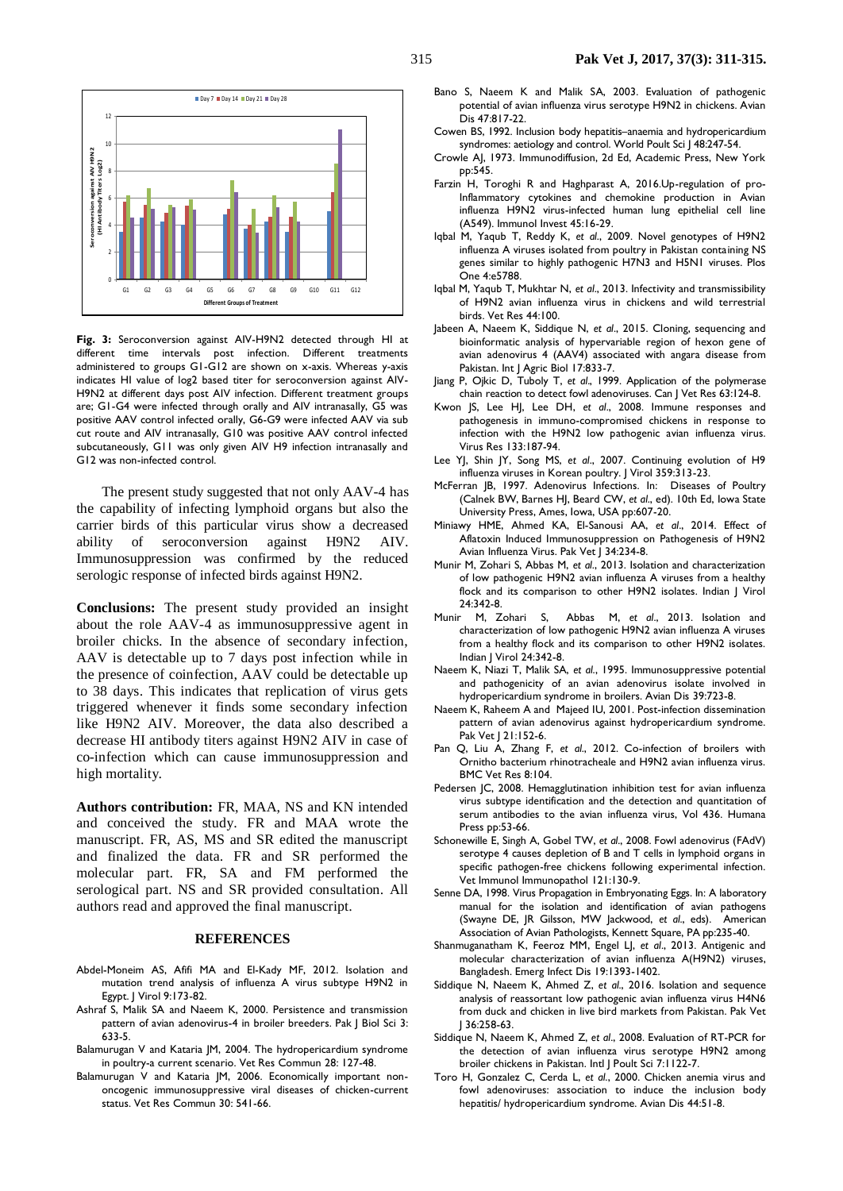Day 7 Day 14 Day 21 Day 28

Seroconversion against AIV H9N2 (HI Antibody Titers Log2)

0
2
4
6
8
10
12

G1 G2 G3 G4 G5 G6 G7 G8 G9 G10 G11 G12

Different Groups of Treatment

**Fig. 3:** Seroconversion against AIV-H9N2 detected through HI at different time intervals post infection. Different treatments administered to groups G1-G12 are shown on x-axis. Whereas y-axis indicates HI value of log2 based titer for seroconversion against AIV-H9N2 at different days post AIV infection. Different treatment groups are; G1-G4 were infected through orally and AIV intranasally, G5 was positive AAV control infected orally, G6-G9 were infected AAV via sub cut route and AIV intranasally, G10 was positive AAV control infected subcutaneously, G11 was only given AIV H9 infection intranasally and G12 was non-infected control.

The present study suggested that not only AAV-4 has the capability of infecting lymphoid organs but also the carrier birds of this particular virus show a decreased ability of seroconversion against H9N2 AIV. Immunosuppression was confirmed by the reduced serologic response of infected birds against H9N2.

**Conclusions:** The present study provided an insight about the role AAV-4 as immunosuppressive agent in broiler chicks. In the absence of secondary infection, AAV is detectable up to 7 days post infection while in the presence of coinfection, AAV could be detectable up to 38 days. This indicates that replication of virus gets triggered whenever it finds some secondary infection like H9N2 AIV. Moreover, the data also described a decrease HI antibody titers against H9N2 AIV in case of co-infection which can cause immunosuppression and high mortality.

**Authors contribution:** FR, MAA, NS and KN intended and conceived the study. FR and MAA wrote the manuscript. FR, AS, MS and SR edited the manuscript and finalized the data. FR and SR performed the molecular part. FR, SA and FM performed the serological part. NS and SR provided consultation. All authors read and approved the final manuscript.

## REFERENCES

Abdel-Moneim AS, Afifi MA and El-Kady MF, 2012. Isolation and mutation trend analysis of influenza A virus subtype H9N2 in Egypt. J Virol 9:173-82.

Ashraf S, Malik SA and Naeem K, 2000. Persistence and transmission pattern of avian adenovirus-4 in broiler breeders. Pak J Biol Sci 3: 633-5.

Balamurugan V and Kataria JM, 2004. The hydropericardium syndrome in poultry-a current scenario. Vet Res Commun 28: 127-48.

Balamurugan V and Kataria JM, 2006. Economically important non-oncogenic immunosuppressive viral diseases of chicken-current status. Vet Res Commun 30: 541-66.

Bano S, Naeem K and Malik SA, 2003. Evaluation of pathogenic potential of avian influenza virus serotype H9N2 in chickens. Avian Dis 47:817-22.

Cowen BS, 1992. Inclusion body hepatitis–anaemia and hydropericardium syndromes: aetiology and control. World Poult Sci J 48:247-54.

Crowle AJ, 1973. Immunodiffusion, 2d Ed, Academic Press, New York pp:545.

Farzin H, Toroghi R and Haghparast A, 2016.Up-regulation of pro-Inflammatory cytokines and chemokine production in Avian influenza H9N2 virus-infected human lung epithelial cell line (A549). Immunol Invest 45:16-29.

Iqbal M, Yaqub T, Reddy K, *et al*., 2009. Novel genotypes of H9N2 influenza A viruses isolated from poultry in Pakistan containing NS genes similar to highly pathogenic H7N3 and H5N1 viruses. Plos One 4:e5788.

Iqbal M, Yaqub T, Mukhtar N, *et al*., 2013. Infectivity and transmissibility of H9N2 avian influenza virus in chickens and wild terrestrial birds. Vet Res 44:100.

Jabeen A, Naeem K, Siddique N, *et al*., 2015. Cloning, sequencing and bioinformatic analysis of hypervariable region of hexon gene of avian adenovirus 4 (AAV4) associated with angara disease from Pakistan. Int J Agric Biol 17:833-7.

Jiang P, Ojkic D, Tuboly T, *et al*., 1999. Application of the polymerase chain reaction to detect fowl adenoviruses. Can J Vet Res 63:124-8.

Kwon JS, Lee HJ, Lee DH, *et al*., 2008. Immune responses and pathogenesis in immuno-compromised chickens in response to infection with the H9N2 low pathogenic avian influenza virus. Virus Res 133:187-94.

Lee YJ, Shin JY, Song MS, *et al*., 2007. Continuing evolution of H9 influenza viruses in Korean poultry. J Virol 359:313-23.

McFerran JB, 1997. Adenovirus Infections. In: Diseases of Poultry (Calnek BW, Barnes HJ, Beard CW, *et al*., ed). 10th Ed, Iowa State University Press, Ames, Iowa, USA pp:607-20.

Miniawy HME, Ahmed KA, El-Sanousi AA, *et al*., 2014. Effect of Aflatoxin Induced Immunosuppression on Pathogenesis of H9N2 Avian Influenza Virus. Pak Vet J 34:234-8.

Munir M, Zohari S, Abbas M, *et al*., 2013. Isolation and characterization of low pathogenic H9N2 avian influenza A viruses from a healthy flock and its comparison to other H9N2 isolates. Indian J Virol 24:342-8.

Munir M, Zohari S, Abbas M, *et al*., 2013. Isolation and characterization of low pathogenic H9N2 avian influenza A viruses from a healthy flock and its comparison to other H9N2 isolates. Indian J Virol 24:342-8.

Naeem K, Niazi T, Malik SA, *et al*., 1995. Immunosuppressive potential and pathogenicity of an avian adenovirus isolate involved in hydropericardium syndrome in broilers. Avian Dis 39:723-8.

Naeem K, Raheem A and Majeed IU, 2001. Post-infection dissemination pattern of avian adenovirus against hydropericardium syndrome. Pak Vet J 21:152-6.

Pan Q, Liu A, Zhang F, *et al*., 2012. Co-infection of broilers with Ornitho bacterium rhinotracheale and H9N2 avian influenza virus. BMC Vet Res 8:104.

Pedersen JC, 2008. Hemagglutination inhibition test for avian influenza virus subtype identification and the detection and quantitation of serum antibodies to the avian influenza virus, Vol 436. Humana Press pp:53-66.

Schonewille E, Singh A, Gobel TW, *et al*., 2008. Fowl adenovirus (FAdV) serotype 4 causes depletion of B and T cells in lymphoid organs in specific pathogen-free chickens following experimental infection. Vet Immunol Immunopathol 121:130-9.

Senne DA, 1998. Virus Propagation in Embryonating Eggs. In: A laboratory manual for the isolation and identification of avian pathogens (Swayne DE, JR Gilsson, MW Jackwood, *et al*., eds). American Association of Avian Pathologists, Kennett Square, PA pp:235-40.

Shanmuganatham K, Feeroz MM, Engel LJ, *et al*., 2013. Antigenic and molecular characterization of avian influenza A(H9N2) viruses, Bangladesh. Emerg Infect Dis 19:1393-1402.

Siddique N, Naeem K, Ahmed Z, *et al*., 2016. Isolation and sequence analysis of reassortant low pathogenic avian influenza virus H4N6 from duck and chicken in live bird markets from Pakistan. Pak Vet J 36:258-63.

Siddique N, Naeem K, Ahmed Z, *et al*., 2008. Evaluation of RT-PCR for the detection of avian influenza virus serotype H9N2 among broiler chickens in Pakistan. Intl J Poult Sci 7:1122-7.

Toro H, Gonzalez C, Cerda L, *et al*., 2000. Chicken anemia virus and fowl adenoviruses: association to induce the inclusion body hepatitis/ hydropericardium syndrome. Avian Dis 44:51-8.